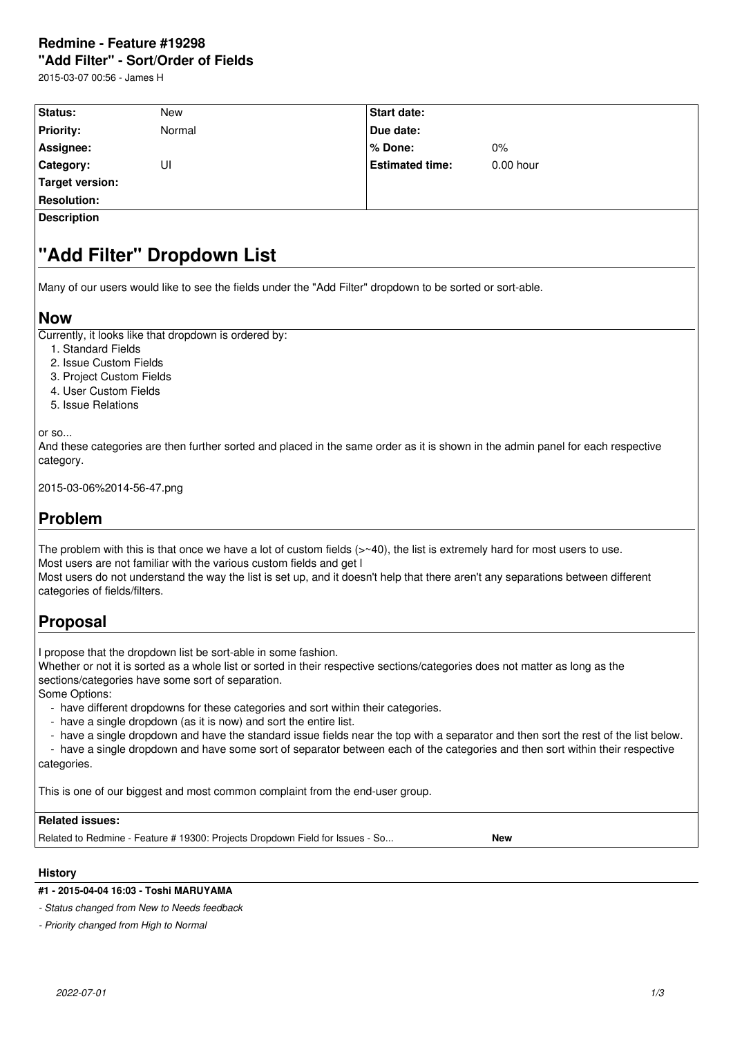# Redmine - Feature #19298

## "Add Filter" - Sort/Order of Fields

2015-03-07 00:56 - James H

| Status: | New | Start date: | |
|---|---|---|---|
| Priority: | Normal | Due date: | |
| Assignee: | | % Done: | 0% |
| Category: | UI | Estimated time: | 0.00 hour |
| Target version: | | | |
| Resolution: | | | |

**Description**

# "Add Filter" Dropdown List

Many of our users would like to see the fields under the "Add Filter" dropdown to be sorted or sort-able.

## Now

Currently, it looks like that dropdown is ordered by:

1. Standard Fields
2. Issue Custom Fields
3. Project Custom Fields
4. User Custom Fields
5. Issue Relations

or so...
And these categories are then further sorted and placed in the same order as it is shown in the admin panel for each respective category.

2015-03-06%2014-56-47.png

## Problem

The problem with this is that once we have a lot of custom fields (>~40), the list is extremely hard for most users to use.
Most users are not familiar with the various custom fields and get l
Most users do not understand the way the list is set up, and it doesn't help that there aren't any separations between different categories of fields/filters.

## Proposal

I propose that the dropdown list be sort-able in some fashion.
Whether or not it is sorted as a whole list or sorted in their respective sections/categories does not matter as long as the sections/categories have some sort of separation.
Some Options:

- have different dropdowns for these categories and sort within their categories.
- have a single dropdown (as it is now) and sort the entire list.
- have a single dropdown and have the standard issue fields near the top with a separator and then sort the rest of the list below.
- have a single dropdown and have some sort of separator between each of the categories and then sort within their respective categories.

This is one of our biggest and most common complaint from the end-user group.

**Related issues:**

| | |
|---|---|
| Related to Redmine - Feature # 19300: Projects Dropdown Field for Issues - So... | **New** |

**History**

**#1 - 2015-04-04 16:03 - Toshi MARUYAMA**

*- Status changed from New to Needs feedback*

*- Priority changed from High to Normal*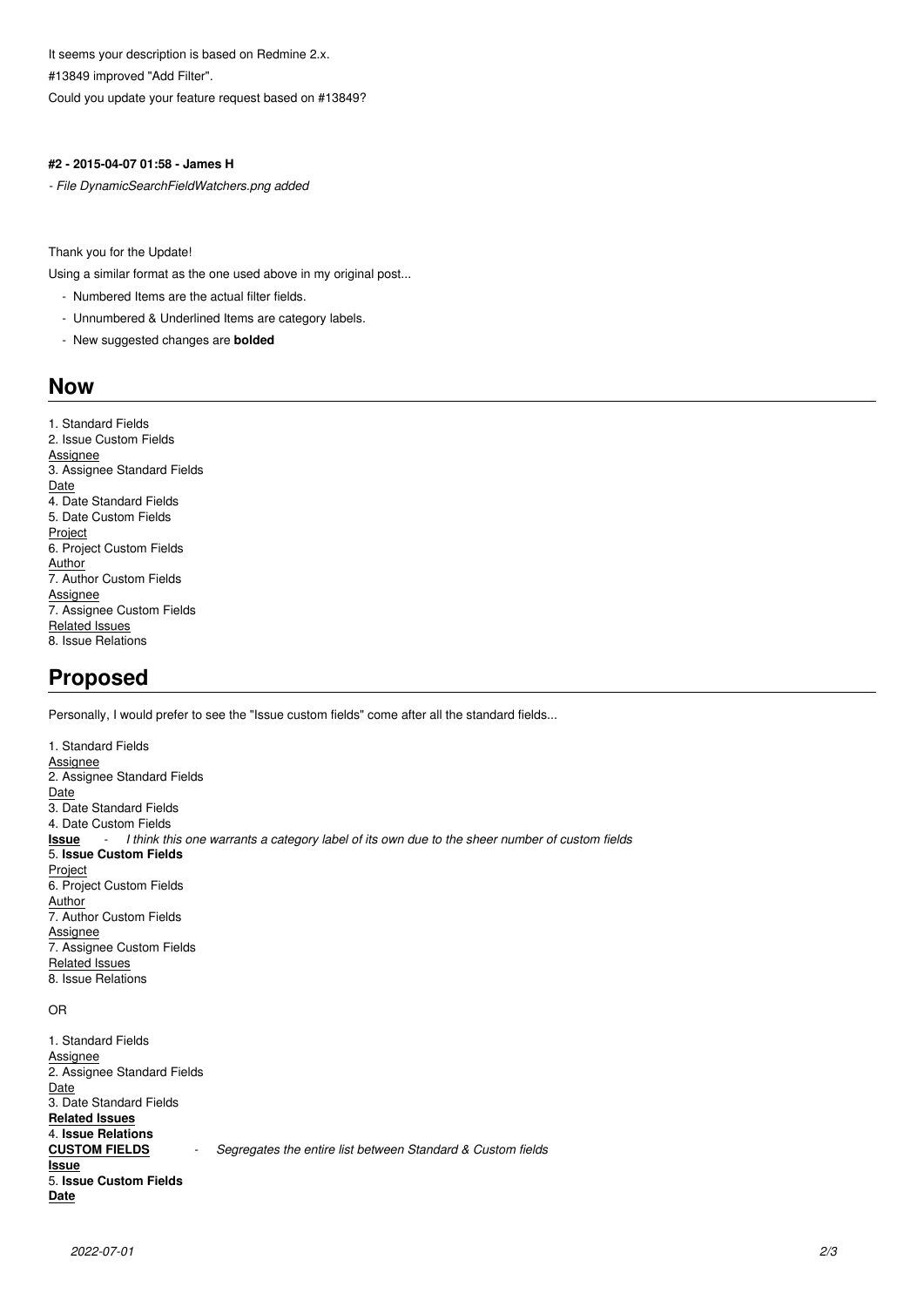It seems your description is based on Redmine 2.x.

#13849 improved "Add Filter".

Could you update your feature request based on #13849?

#### #2 - 2015-04-07 01:58 - James H

*- File DynamicSearchFieldWatchers.png added*

Thank you for the Update!

Using a similar format as the one used above in my original post...

- Numbered Items are the actual filter fields.
- Unnumbered & Underlined Items are category labels.
- New suggested changes are **bolded**

## Now

1. Standard Fields
2. Issue Custom Fields
<u>Assignee</u>
3. Assignee Standard Fields
<u>Date</u>
4. Date Standard Fields
5. Date Custom Fields
<u>Project</u>
6. Project Custom Fields
<u>Author</u>
7. Author Custom Fields
<u>Assignee</u>
7. Assignee Custom Fields
<u>Related Issues</u>
8. Issue Relations

## Proposed

Personally, I would prefer to see the "Issue custom fields" come after all the standard fields...

1. Standard Fields
<u>Assignee</u>
2. Assignee Standard Fields
<u>Date</u>
3. Date Standard Fields
4. Date Custom Fields
**<u>Issue</u>** - *I think this one warrants a category label of its own due to the sheer number of custom fields*
5. **Issue Custom Fields**
<u>Project</u>
6. Project Custom Fields
<u>Author</u>
7. Author Custom Fields
<u>Assignee</u>
7. Assignee Custom Fields
<u>Related Issues</u>
8. Issue Relations

OR

1. Standard Fields
<u>Assignee</u>
2. Assignee Standard Fields
<u>Date</u>
3. Date Standard Fields
**<u>Related Issues</u>**
4. **Issue Relations**
**<u>CUSTOM FIELDS</u>** - *Segregates the entire list between Standard & Custom fields*
**<u>Issue</u>**
5. **Issue Custom Fields**
**<u>Date</u>**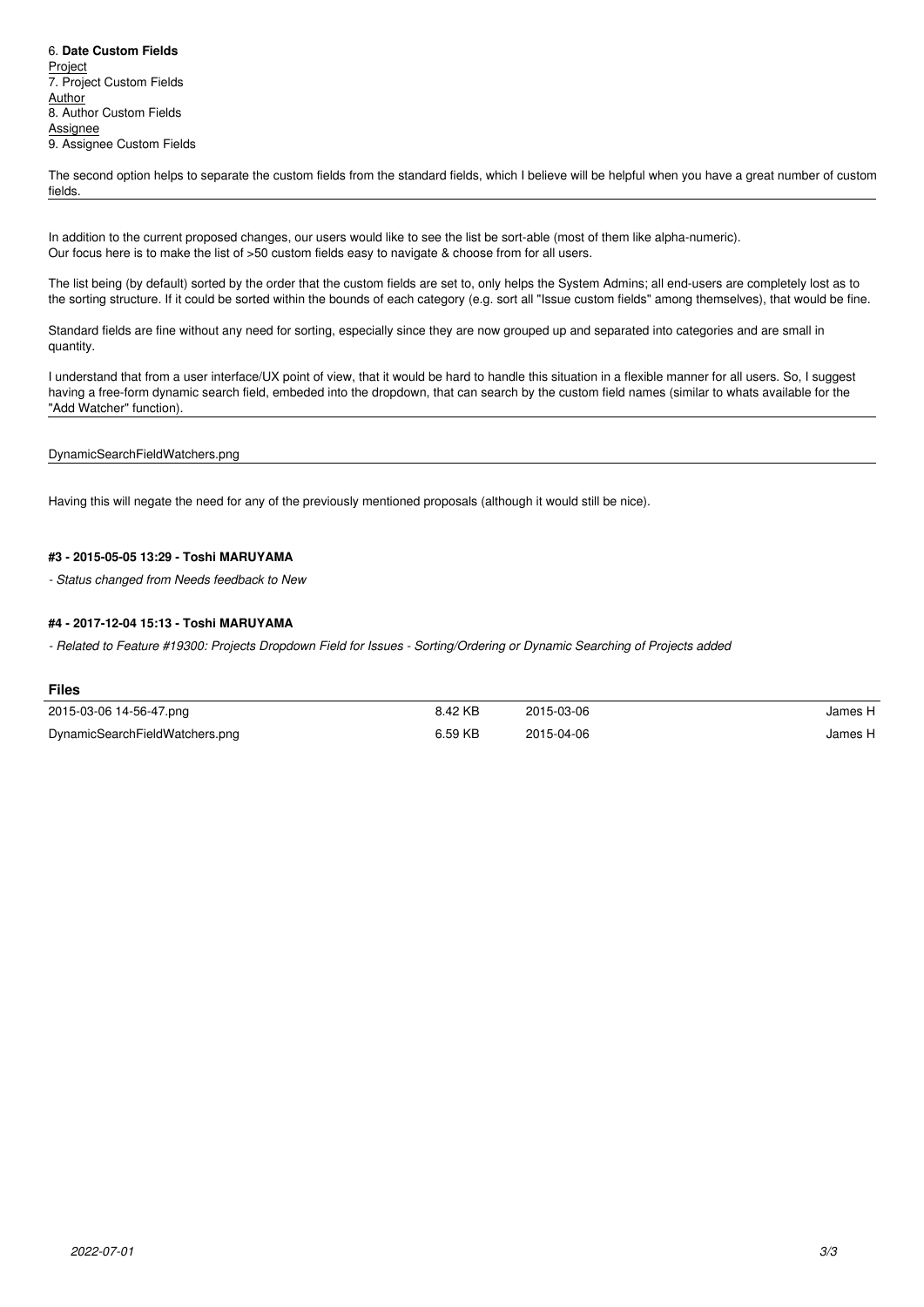6. **Date Custom Fields**
Project
7. Project Custom Fields
Author
8. Author Custom Fields
Assignee
9. Assignee Custom Fields

The second option helps to separate the custom fields from the standard fields, which I believe will be helpful when you have a great number of custom fields.

---

In addition to the current proposed changes, our users would like to see the list be sort-able (most of them like alpha-numeric).
Our focus here is to make the list of >50 custom fields easy to navigate & choose from for all users.

The list being (by default) sorted by the order that the custom fields are set to, only helps the System Admins; all end-users are completely lost as to the sorting structure. If it could be sorted within the bounds of each category (e.g. sort all "Issue custom fields" among themselves), that would be fine.

Standard fields are fine without any need for sorting, especially since they are now grouped up and separated into categories and are small in quantity.

I understand that from a user interface/UX point of view, that it would be hard to handle this situation in a flexible manner for all users. So, I suggest having a free-form dynamic search field, embeded into the dropdown, that can search by the custom field names (similar to whats available for the "Add Watcher" function).

---

DynamicSearchFieldWatchers.png

---

Having this will negate the need for any of the previously mentioned proposals (although it would still be nice).

#### #3 - 2015-05-05 13:29 - Toshi MARUYAMA

*- Status changed from Needs feedback to New*

#### #4 - 2017-12-04 15:13 - Toshi MARUYAMA

*- Related to Feature #19300: Projects Dropdown Field for Issues - Sorting/Ordering or Dynamic Searching of Projects added*

### Files

| | | | |
|---|---|---|---|
| 2015-03-06 14-56-47.png | 8.42 KB | 2015-03-06 | James H |
| DynamicSearchFieldWatchers.png | 6.59 KB | 2015-04-06 | James H |